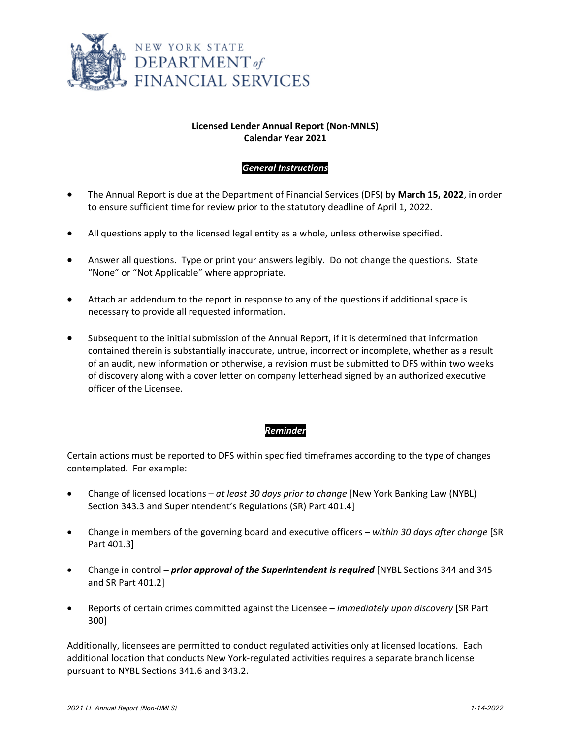NEW YORK STATE
DEPARTMENT *of*
FINANCIAL SERVICES

**Licensed Lender Annual Report (Non-MNLS)**
**Calendar Year 2021**

***General Instructions***

- The Annual Report is due at the Department of Financial Services (DFS) by **March 15, 2022**, in order to ensure sufficient time for review prior to the statutory deadline of April 1, 2022.
- All questions apply to the licensed legal entity as a whole, unless otherwise specified.
- Answer all questions. Type or print your answers legibly. Do not change the questions. State "None" or "Not Applicable" where appropriate.
- Attach an addendum to the report in response to any of the questions if additional space is necessary to provide all requested information.
- Subsequent to the initial submission of the Annual Report, if it is determined that information contained therein is substantially inaccurate, untrue, incorrect or incomplete, whether as a result of an audit, new information or otherwise, a revision must be submitted to DFS within two weeks of discovery along with a cover letter on company letterhead signed by an authorized executive officer of the Licensee.

***Reminder***

Certain actions must be reported to DFS within specified timeframes according to the type of changes contemplated. For example:

- Change of licensed locations – *at least 30 days prior to change* [New York Banking Law (NYBL) Section 343.3 and Superintendent's Regulations (SR) Part 401.4]
- Change in members of the governing board and executive officers – *within 30 days after change* [SR Part 401.3]
- Change in control – ***prior approval of the Superintendent is required*** [NYBL Sections 344 and 345 and SR Part 401.2]
- Reports of certain crimes committed against the Licensee – *immediately upon discovery* [SR Part 300]

Additionally, licensees are permitted to conduct regulated activities only at licensed locations. Each additional location that conducts New York-regulated activities requires a separate branch license pursuant to NYBL Sections 341.6 and 343.2.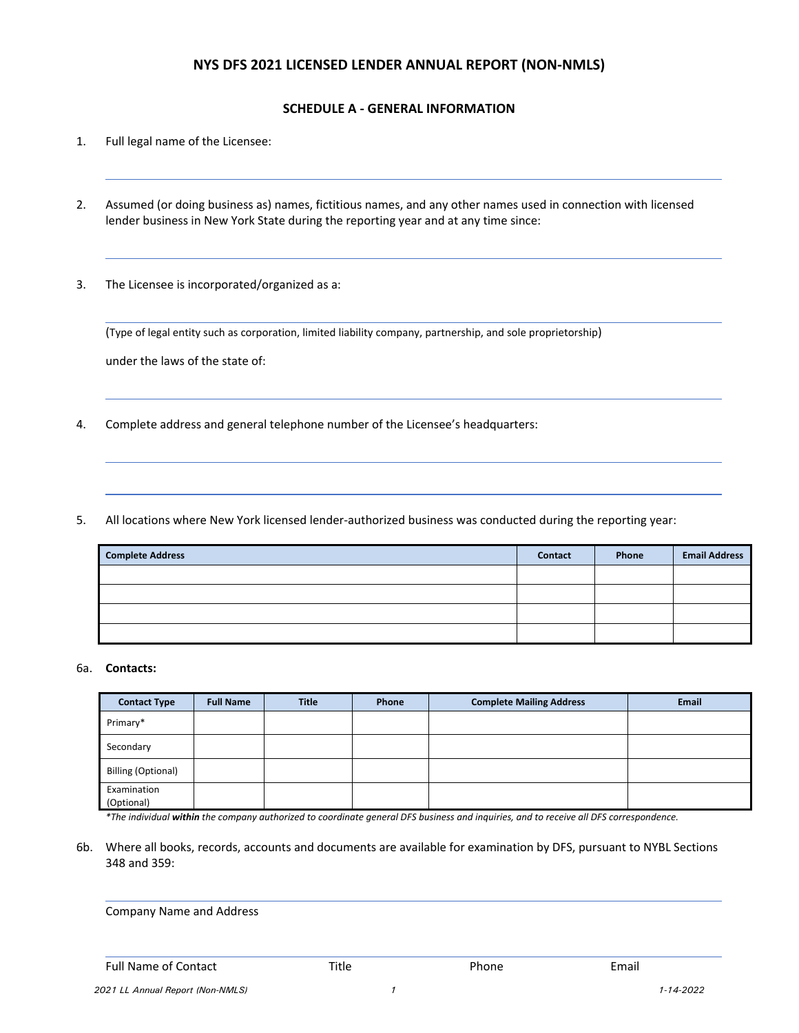# NYS DFS 2021 LICENSED LENDER ANNUAL REPORT (NON-NMLS)

## SCHEDULE A - GENERAL INFORMATION

1. Full legal name of the Licensee:

2. Assumed (or doing business as) names, fictitious names, and any other names used in connection with licensed lender business in New York State during the reporting year and at any time since:

3. The Licensee is incorporated/organized as a:

   (Type of legal entity such as corporation, limited liability company, partnership, and sole proprietorship)

   under the laws of the state of:

4. Complete address and general telephone number of the Licensee's headquarters:

5. All locations where New York licensed lender-authorized business was conducted during the reporting year:

| Complete Address | Contact | Phone | Email Address |
|---|---|---|---|
| | | | |
| | | | |
| | | | |
| | | | |

6a. **Contacts:**

| Contact Type | Full Name | Title | Phone | Complete Mailing Address | Email |
|---|---|---|---|---|---|
| Primary* | | | | | |
| Secondary | | | | | |
| Billing (Optional) | | | | | |
| Examination (Optional) | | | | | |

*\*The individual **within** the company authorized to coordinate general DFS business and inquiries, and to receive all DFS correspondence.*

6b. Where all books, records, accounts and documents are available for examination by DFS, pursuant to NYBL Sections 348 and 359:

Company Name and Address

Full Name of Contact | Title | Phone | Email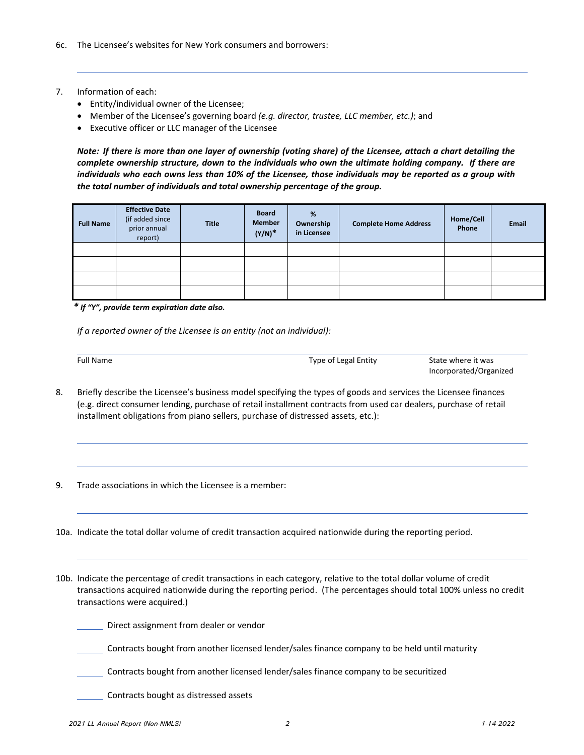6c. The Licensee's websites for New York consumers and borrowers:

______________________________________________________________________

7. Information of each:
   - Entity/individual owner of the Licensee;
   - Member of the Licensee's governing board *(e.g. director, trustee, LLC member, etc.)*; and
   - Executive officer or LLC manager of the Licensee

***Note: If there is more than one layer of ownership (voting share) of the Licensee, attach a chart detailing the complete ownership structure, down to the individuals who own the ultimate holding company. If there are individuals who each owns less than 10% of the Licensee, those individuals may be reported as a group with the total number of individuals and total ownership percentage of the group.***

| Full Name | Effective Date (if added since prior annual report) | Title | Board Member (Y/N)* | % Ownership in Licensee | Complete Home Address | Home/Cell Phone | Email |
|---|---|---|---|---|---|---|---|
| | | | | | | | |
| | | | | | | | |
| | | | | | | | |
| | | | | | | | |

***\* If "Y", provide term expiration date also.***

*If a reported owner of the Licensee is an entity (not an individual):*

| Full Name | Type of Legal Entity | State where it was Incorporated/Organized |
|---|---|---|
| | | |

8. Briefly describe the Licensee's business model specifying the types of goods and services the Licensee finances (e.g. direct consumer lending, purchase of retail installment contracts from used car dealers, purchase of retail installment obligations from piano sellers, purchase of distressed assets, etc.):

______________________________________________________________________

______________________________________________________________________

9. Trade associations in which the Licensee is a member:

______________________________________________________________________

10a. Indicate the total dollar volume of credit transaction acquired nationwide during the reporting period.

______________________________________________________________________

10b. Indicate the percentage of credit transactions in each category, relative to the total dollar volume of credit transactions acquired nationwide during the reporting period. (The percentages should total 100% unless no credit transactions were acquired.)

______ Direct assignment from dealer or vendor

______ Contracts bought from another licensed lender/sales finance company to be held until maturity

______ Contracts bought from another licensed lender/sales finance company to be securitized

______ Contracts bought as distressed assets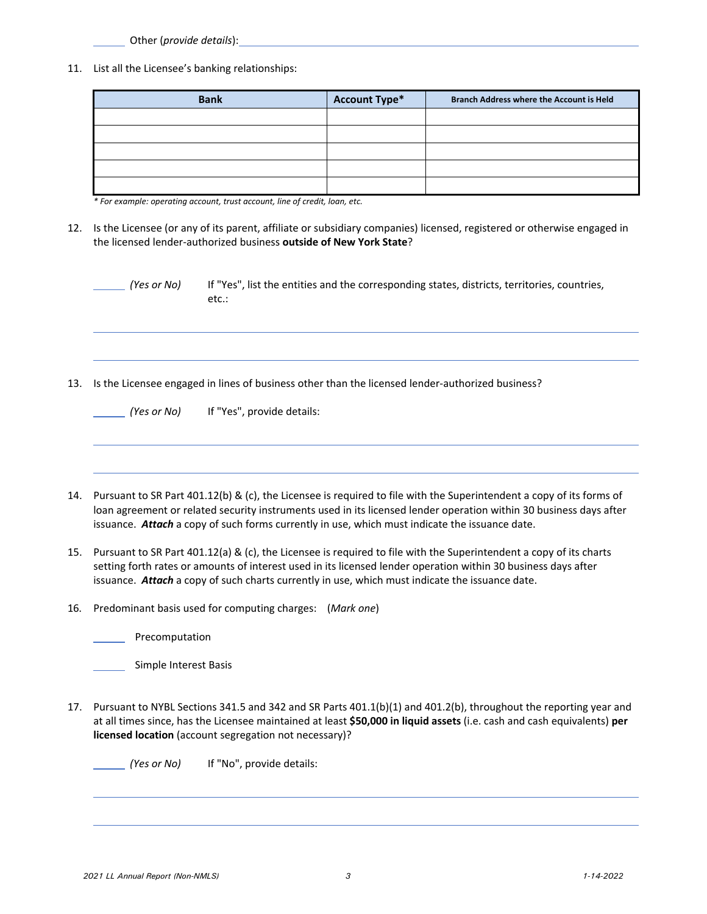______ Other (*provide details*): ____________________________________________

11. List all the Licensee's banking relationships:

| Bank | Account Type* | Branch Address where the Account is Held |
|---|---|---|
| | | |
| | | |
| | | |
| | | |
| | | |

*\* For example: operating account, trust account, line of credit, loan, etc.*

12. Is the Licensee (or any of its parent, affiliate or subsidiary companies) licensed, registered or otherwise engaged in the licensed lender-authorized business **outside of New York State**?

    ______ *(Yes or No)* If "Yes", list the entities and the corresponding states, districts, territories, countries, etc.:

    ____________________________________________

    ____________________________________________

13. Is the Licensee engaged in lines of business other than the licensed lender-authorized business?

    ______ *(Yes or No)* If "Yes", provide details:

    ____________________________________________

    ____________________________________________

14. Pursuant to SR Part 401.12(b) & (c), the Licensee is required to file with the Superintendent a copy of its forms of loan agreement or related security instruments used in its licensed lender operation within 30 business days after issuance. ***Attach*** a copy of such forms currently in use, which must indicate the issuance date.

15. Pursuant to SR Part 401.12(a) & (c), the Licensee is required to file with the Superintendent a copy of its charts setting forth rates or amounts of interest used in its licensed lender operation within 30 business days after issuance. ***Attach*** a copy of such charts currently in use, which must indicate the issuance date.

16. Predominant basis used for computing charges: (*Mark one*)

    ______ Precomputation

    ______ Simple Interest Basis

17. Pursuant to NYBL Sections 341.5 and 342 and SR Parts 401.1(b)(1) and 401.2(b), throughout the reporting year and at all times since, has the Licensee maintained at least **$50,000 in liquid assets** (i.e. cash and cash equivalents) **per licensed location** (account segregation not necessary)?

    ______ *(Yes or No)* If "No", provide details:

    ____________________________________________

    ____________________________________________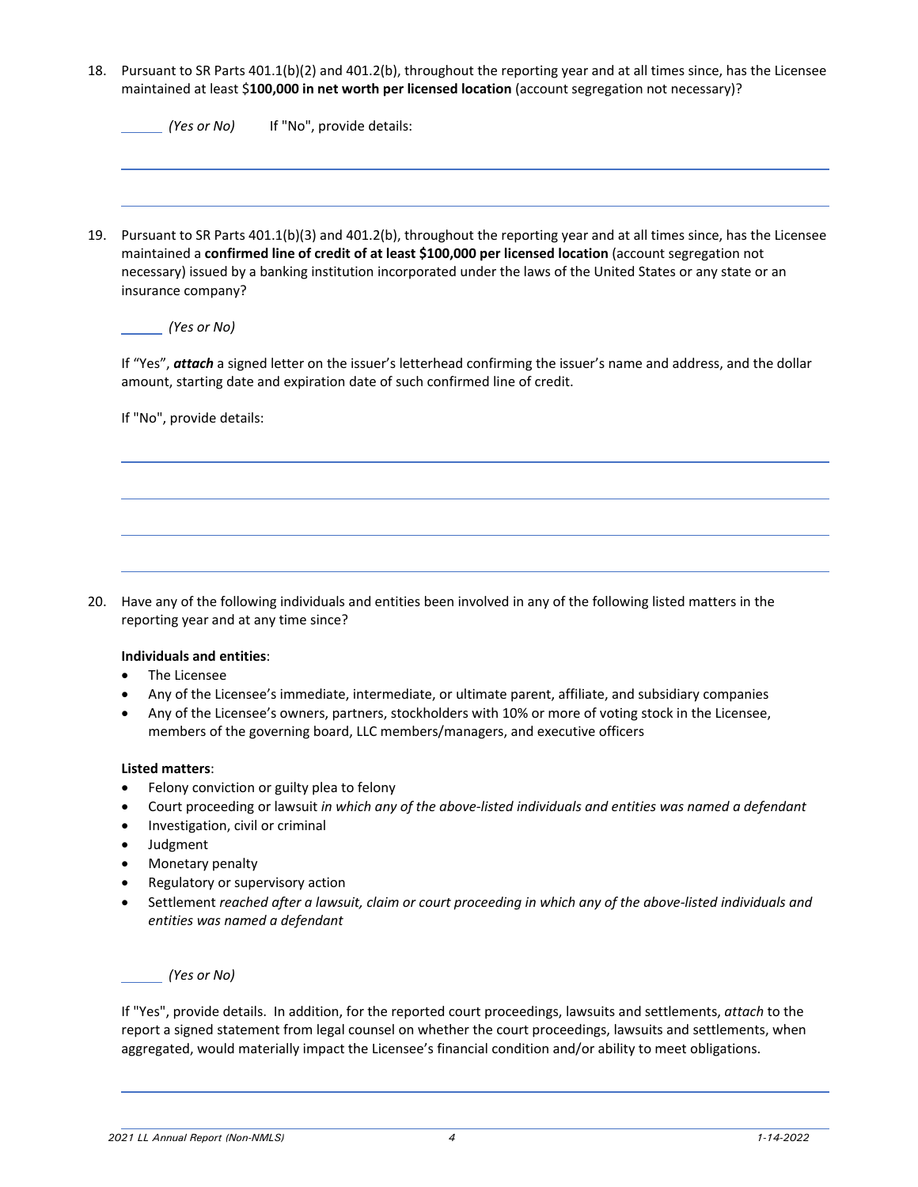18. Pursuant to SR Parts 401.1(b)(2) and 401.2(b), throughout the reporting year and at all times since, has the Licensee maintained at least $**100,000 in net worth per licensed location** (account segregation not necessary)?

    ______ *(Yes or No)* If "No", provide details:

19. Pursuant to SR Parts 401.1(b)(3) and 401.2(b), throughout the reporting year and at all times since, has the Licensee maintained a **confirmed line of credit of at least $100,000 per licensed location** (account segregation not necessary) issued by a banking institution incorporated under the laws of the United States or any state or an insurance company?

    ______ *(Yes or No)*

    If "Yes", ***attach*** a signed letter on the issuer's letterhead confirming the issuer's name and address, and the dollar amount, starting date and expiration date of such confirmed line of credit.

    If "No", provide details:

20. Have any of the following individuals and entities been involved in any of the following listed matters in the reporting year and at any time since?

    **Individuals and entities**:

    - The Licensee
    - Any of the Licensee's immediate, intermediate, or ultimate parent, affiliate, and subsidiary companies
    - Any of the Licensee's owners, partners, stockholders with 10% or more of voting stock in the Licensee, members of the governing board, LLC members/managers, and executive officers

    **Listed matters**:

    - Felony conviction or guilty plea to felony
    - Court proceeding or lawsuit *in which any of the above-listed individuals and entities was named a defendant*
    - Investigation, civil or criminal
    - Judgment
    - Monetary penalty
    - Regulatory or supervisory action
    - Settlement *reached after a lawsuit, claim or court proceeding in which any of the above-listed individuals and entities was named a defendant*

    ______ *(Yes or No)*

    If "Yes", provide details. In addition, for the reported court proceedings, lawsuits and settlements, *attach* to the report a signed statement from legal counsel on whether the court proceedings, lawsuits and settlements, when aggregated, would materially impact the Licensee's financial condition and/or ability to meet obligations.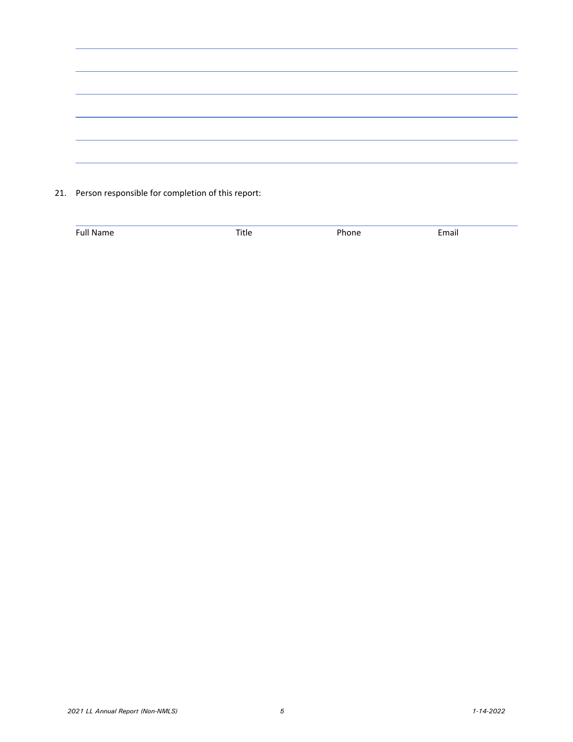21. Person responsible for completion of this report:

\_\_\_\_\_\_\_\_\_\_\_\_\_\_\_\_\_\_\_\_\_\_\_\_\_\_\_\_\_\_\_\_\_\_\_\_\_\_\_\_\_\_\_\_\_\_\_\_\_\_\_\_\_\_\_\_\_\_\_\_

Full Name | Title | Phone | Email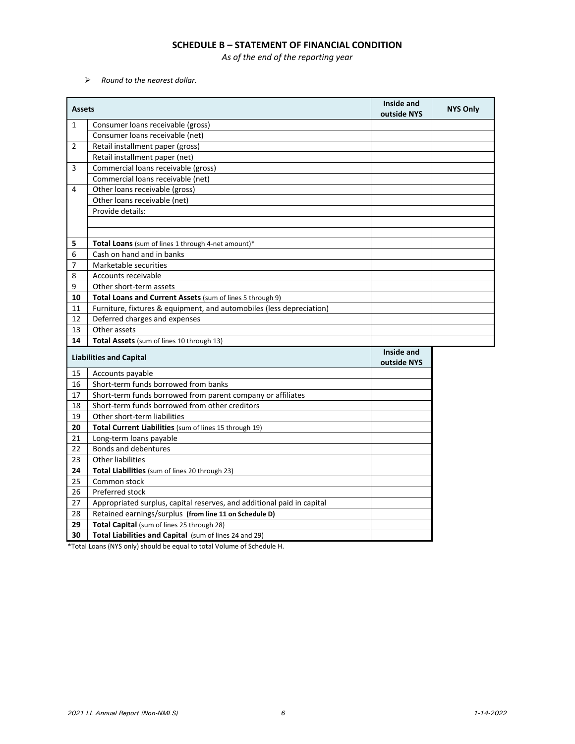## SCHEDULE B – STATEMENT OF FINANCIAL CONDITION

*As of the end of the reporting year*

- *Round to the nearest dollar.*

| Assets | | Inside and outside NYS | NYS Only |
|---|---|---|---|
| 1 | Consumer loans receivable (gross) | | |
| | Consumer loans receivable (net) | | |
| 2 | Retail installment paper (gross) | | |
| | Retail installment paper (net) | | |
| 3 | Commercial loans receivable (gross) | | |
| | Commercial loans receivable (net) | | |
| 4 | Other loans receivable (gross) | | |
| | Other loans receivable (net) | | |
| | Provide details: | | |
| | | | |
| | | | |
| **5** | **Total Loans** (sum of lines 1 through 4-net amount)* | | |
| 6 | Cash on hand and in banks | | |
| 7 | Marketable securities | | |
| 8 | Accounts receivable | | |
| 9 | Other short-term assets | | |
| **10** | **Total Loans and Current Assets** (sum of lines 5 through 9) | | |
| 11 | Furniture, fixtures & equipment, and automobiles (less depreciation) | | |
| 12 | Deferred charges and expenses | | |
| 13 | Other assets | | |
| **14** | **Total Assets** (sum of lines 10 through 13) | | |

| Liabilities and Capital | | Inside and outside NYS |
|---|---|---|
| 15 | Accounts payable | |
| 16 | Short-term funds borrowed from banks | |
| 17 | Short-term funds borrowed from parent company or affiliates | |
| 18 | Short-term funds borrowed from other creditors | |
| 19 | Other short-term liabilities | |
| **20** | **Total Current Liabilities** (sum of lines 15 through 19) | |
| 21 | Long-term loans payable | |
| 22 | Bonds and debentures | |
| 23 | Other liabilities | |
| **24** | **Total Liabilities** (sum of lines 20 through 23) | |
| 25 | Common stock | |
| 26 | Preferred stock | |
| 27 | Appropriated surplus, capital reserves, and additional paid in capital | |
| 28 | Retained earnings/surplus **(from line 11 on Schedule D)** | |
| **29** | **Total Capital** (sum of lines 25 through 28) | |
| **30** | **Total Liabilities and Capital** (sum of lines 24 and 29) | |

*Total Loans (NYS only) should be equal to total Volume of Schedule H.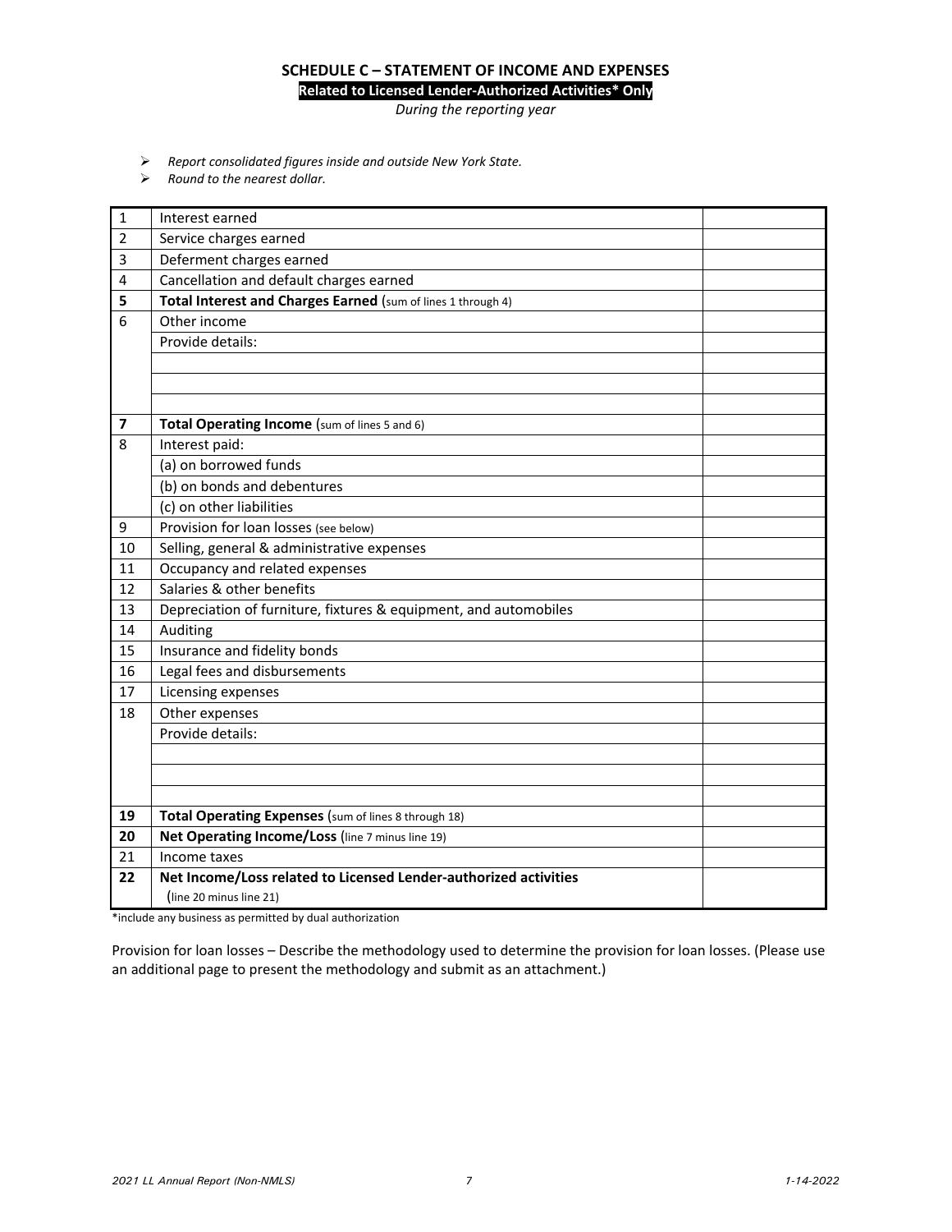## SCHEDULE C – STATEMENT OF INCOME AND EXPENSES

**Related to Licensed Lender-Authorized Activities* Only**

*During the reporting year*

- *Report consolidated figures inside and outside New York State.*
- *Round to the nearest dollar.*

| | | |
|---|---|---|
| 1 | Interest earned | |
| 2 | Service charges earned | |
| 3 | Deferment charges earned | |
| 4 | Cancellation and default charges earned | |
| **5** | **Total Interest and Charges Earned** (sum of lines 1 through 4) | |
| 6 | Other income | |
| | Provide details: | |
| | | |
| | | |
| | | |
| **7** | **Total Operating Income** (sum of lines 5 and 6) | |
| 8 | Interest paid: | |
| | (a) on borrowed funds | |
| | (b) on bonds and debentures | |
| | (c) on other liabilities | |
| 9 | Provision for loan losses (see below) | |
| 10 | Selling, general & administrative expenses | |
| 11 | Occupancy and related expenses | |
| 12 | Salaries & other benefits | |
| 13 | Depreciation of furniture, fixtures & equipment, and automobiles | |
| 14 | Auditing | |
| 15 | Insurance and fidelity bonds | |
| 16 | Legal fees and disbursements | |
| 17 | Licensing expenses | |
| 18 | Other expenses | |
| | Provide details: | |
| | | |
| | | |
| | | |
| **19** | **Total Operating Expenses** (sum of lines 8 through 18) | |
| **20** | **Net Operating Income/Loss** (line 7 minus line 19) | |
| 21 | Income taxes | |
| **22** | **Net Income/Loss related to Licensed Lender-authorized activities** (line 20 minus line 21) | |

*include any business as permitted by dual authorization

Provision for loan losses – Describe the methodology used to determine the provision for loan losses. (Please use an additional page to present the methodology and submit as an attachment.)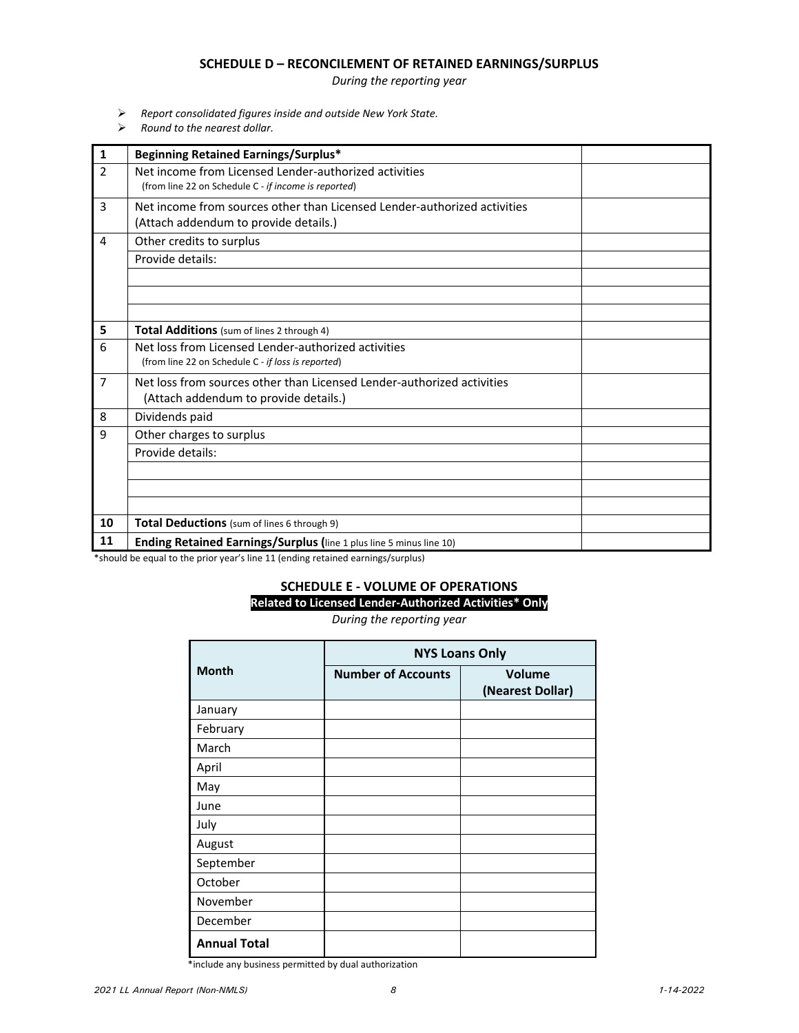## SCHEDULE D – RECONCILEMENT OF RETAINED EARNINGS/SURPLUS

*During the reporting year*

- *Report consolidated figures inside and outside New York State.*
- *Round to the nearest dollar.*

| | | |
|---|---|---|
| **1** | **Beginning Retained Earnings/Surplus*** | |
| 2 | Net income from Licensed Lender-authorized activities (from line 22 on Schedule C - *if income is reported*) | |
| 3 | Net income from sources other than Licensed Lender-authorized activities (Attach addendum to provide details.) | |
| 4 | Other credits to surplus | |
| | Provide details: | |
| | | |
| | | |
| | | |
| **5** | **Total Additions** (sum of lines 2 through 4) | |
| 6 | Net loss from Licensed Lender-authorized activities (from line 22 on Schedule C - *if loss is reported*) | |
| 7 | Net loss from sources other than Licensed Lender-authorized activities (Attach addendum to provide details.) | |
| 8 | Dividends paid | |
| 9 | Other charges to surplus | |
| | Provide details: | |
| | | |
| | | |
| | | |
| **10** | **Total Deductions** (sum of lines 6 through 9) | |
| **11** | **Ending Retained Earnings/Surplus (**line 1 plus line 5 minus line 10) | |

*should be equal to the prior year's line 11 (ending retained earnings/surplus)

## SCHEDULE E - VOLUME OF OPERATIONS

**Related to Licensed Lender-Authorized Activities* Only**

*During the reporting year*

| Month | NYS Loans Only | |
|---|---|---|
| | **Number of Accounts** | **Volume (Nearest Dollar)** |
| January | | |
| February | | |
| March | | |
| April | | |
| May | | |
| June | | |
| July | | |
| August | | |
| September | | |
| October | | |
| November | | |
| December | | |
| **Annual Total** | | |

*include any business permitted by dual authorization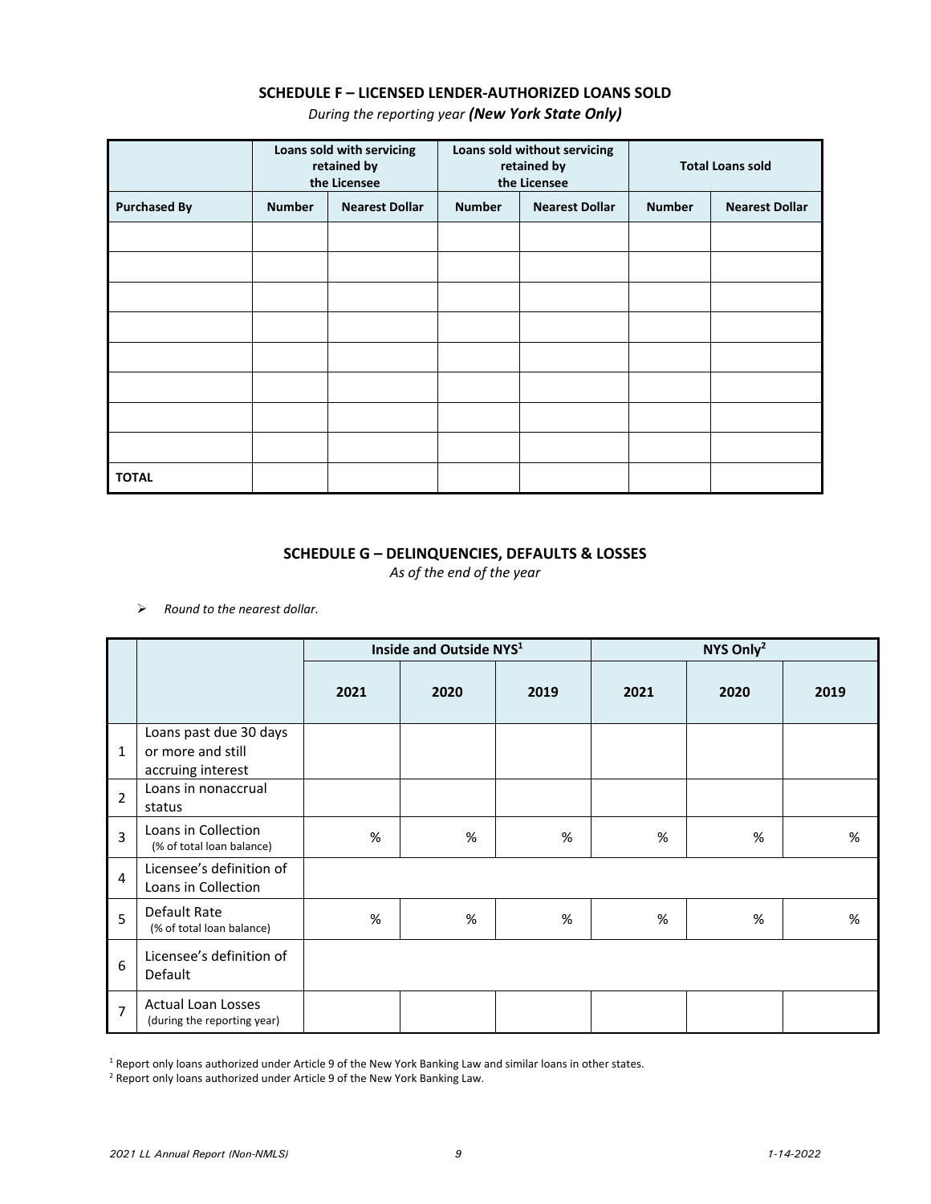## SCHEDULE F – LICENSED LENDER-AUTHORIZED LOANS SOLD

*During the reporting year **(New York State Only)***

| | Loans sold with servicing retained by the Licensee | | Loans sold without servicing retained by the Licensee | | Total Loans sold | |
|---|---|---|---|---|---|---|
| **Purchased By** | **Number** | **Nearest Dollar** | **Number** | **Nearest Dollar** | **Number** | **Nearest Dollar** |
| | | | | | | |
| | | | | | | |
| | | | | | | |
| | | | | | | |
| | | | | | | |
| | | | | | | |
| | | | | | | |
| | | | | | | |
| **TOTAL** | | | | | | |

## SCHEDULE G – DELINQUENCIES, DEFAULTS & LOSSES

*As of the end of the year*

- *Round to the nearest dollar.*

| | | Inside and Outside NYS[1] | | | NYS Only[2] | | |
|---|---|---|---|---|---|---|---|
| | | 2021 | 2020 | 2019 | 2021 | 2020 | 2019 |
| 1 | Loans past due 30 days or more and still accruing interest | | | | | | |
| 2 | Loans in nonaccrual status | | | | | | |
| 3 | Loans in Collection (% of total loan balance) | % | % | % | % | % | % |
| 4 | Licensee's definition of Loans in Collection | | | | | | |
| 5 | Default Rate (% of total loan balance) | % | % | % | % | % | % |
| 6 | Licensee's definition of Default | | | | | | |
| 7 | Actual Loan Losses (during the reporting year) | | | | | | |

[1] Report only loans authorized under Article 9 of the New York Banking Law and similar loans in other states.

[2] Report only loans authorized under Article 9 of the New York Banking Law.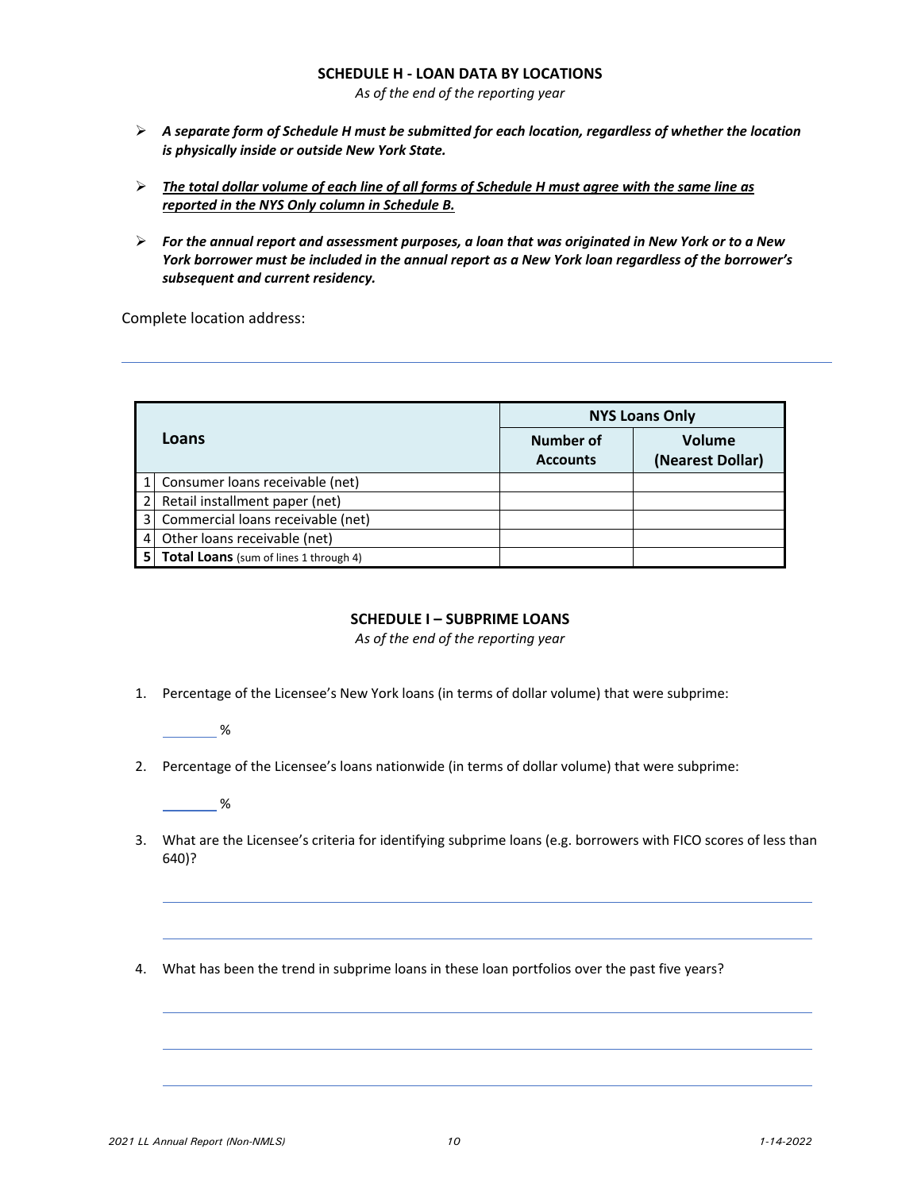## SCHEDULE H - LOAN DATA BY LOCATIONS

*As of the end of the reporting year*

- ***A separate form of Schedule H must be submitted for each location, regardless of whether the location is physically inside or outside New York State.***
- ***<u>The total dollar volume of each line of all forms of Schedule H must agree with the same line as reported in the NYS Only column in Schedule B.</u>***
- ***For the annual report and assessment purposes, a loan that was originated in New York or to a New York borrower must be included in the annual report as a New York loan regardless of the borrower's subsequent and current residency.***

Complete location address:

______________________________________________________________________

| | Loans | NYS Loans Only | |
|---|---|---|---|
| | | Number of Accounts | Volume (Nearest Dollar) |
| 1 | Consumer loans receivable (net) | | |
| 2 | Retail installment paper (net) | | |
| 3 | Commercial loans receivable (net) | | |
| 4 | Other loans receivable (net) | | |
| **5** | **Total Loans** (sum of lines 1 through 4) | | |

## SCHEDULE I – SUBPRIME LOANS

*As of the end of the reporting year*

1. Percentage of the Licensee's New York loans (in terms of dollar volume) that were subprime:

   ________ %

2. Percentage of the Licensee's loans nationwide (in terms of dollar volume) that were subprime:

   ________ %

3. What are the Licensee's criteria for identifying subprime loans (e.g. borrowers with FICO scores of less than 640)?

   ______________________________________________________________________

   ______________________________________________________________________

4. What has been the trend in subprime loans in these loan portfolios over the past five years?

   ______________________________________________________________________

   ______________________________________________________________________

   ______________________________________________________________________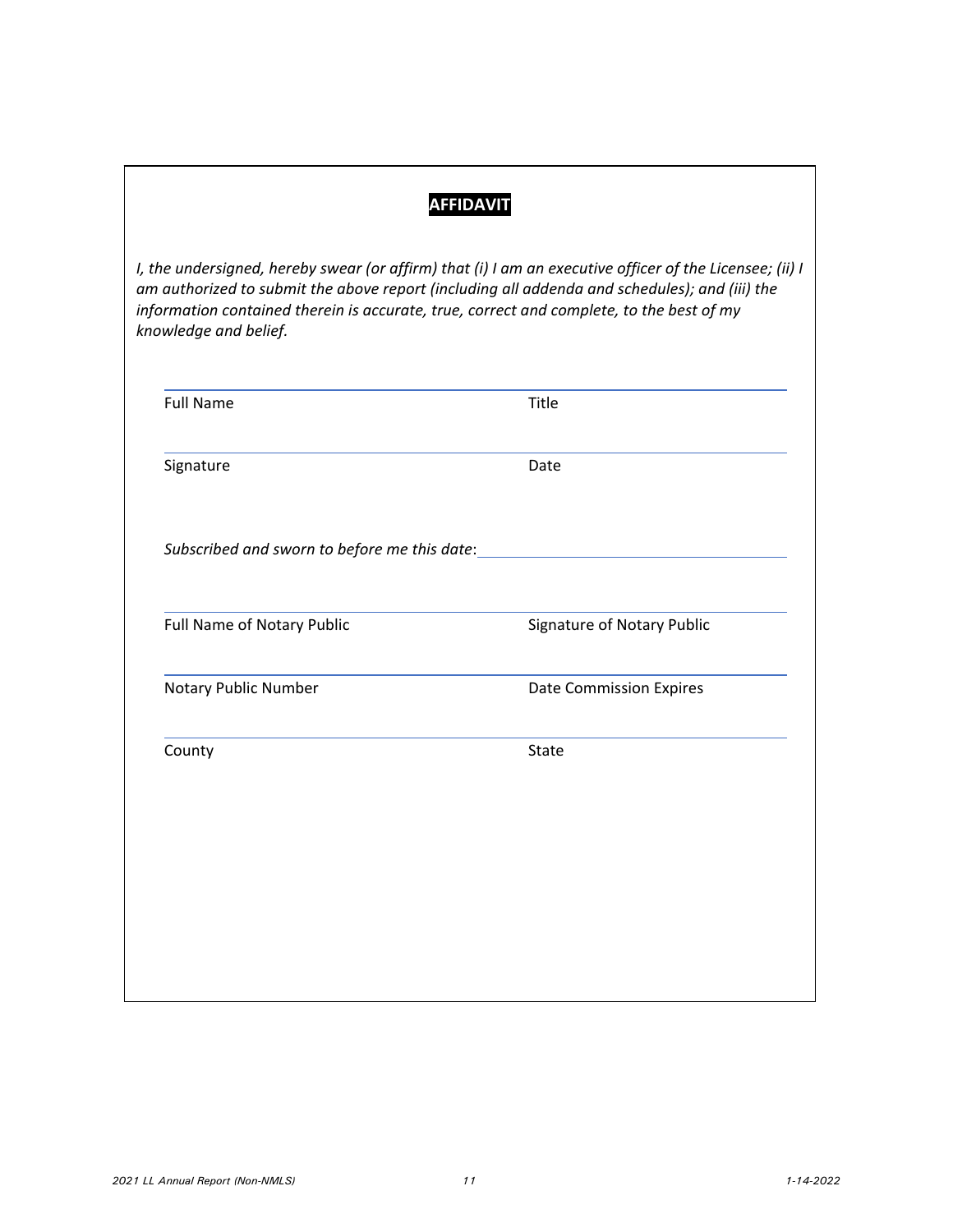## AFFIDAVIT

*I, the undersigned, hereby swear (or affirm) that (i) I am an executive officer of the Licensee; (ii) I am authorized to submit the above report (including all addenda and schedules); and (iii) the information contained therein is accurate, true, correct and complete, to the best of my knowledge and belief.*

| | |
|---|---|
| Full Name | Title |
| Signature | Date |

*Subscribed and sworn to before me this date*: \_\_\_\_\_\_\_\_\_\_\_\_\_\_\_\_\_\_\_\_\_\_\_\_\_\_\_\_

| | |
|---|---|
| Full Name of Notary Public | Signature of Notary Public |
| Notary Public Number | Date Commission Expires |
| County | State |